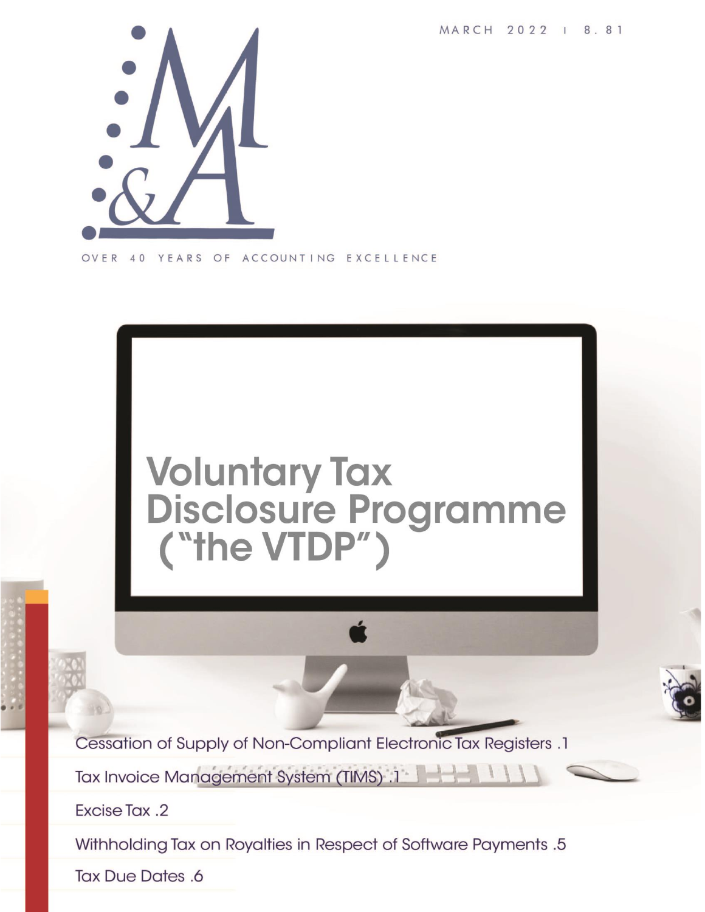MARCH 2022 | 8.81

# M&A

OVER 40 YEARS OF ACCOUNTING EXCELLENCE

# Voluntary Tax Disclosure Programme ("the VTDP")

- Cessation of Supply of Non-Compliant Electronic Tax Registers .1
- Tax Invoice Management System (TIMS) .1
- Excise Tax .2
- Withholding Tax on Royalties in Respect of Software Payments .5
- Tax Due Dates .6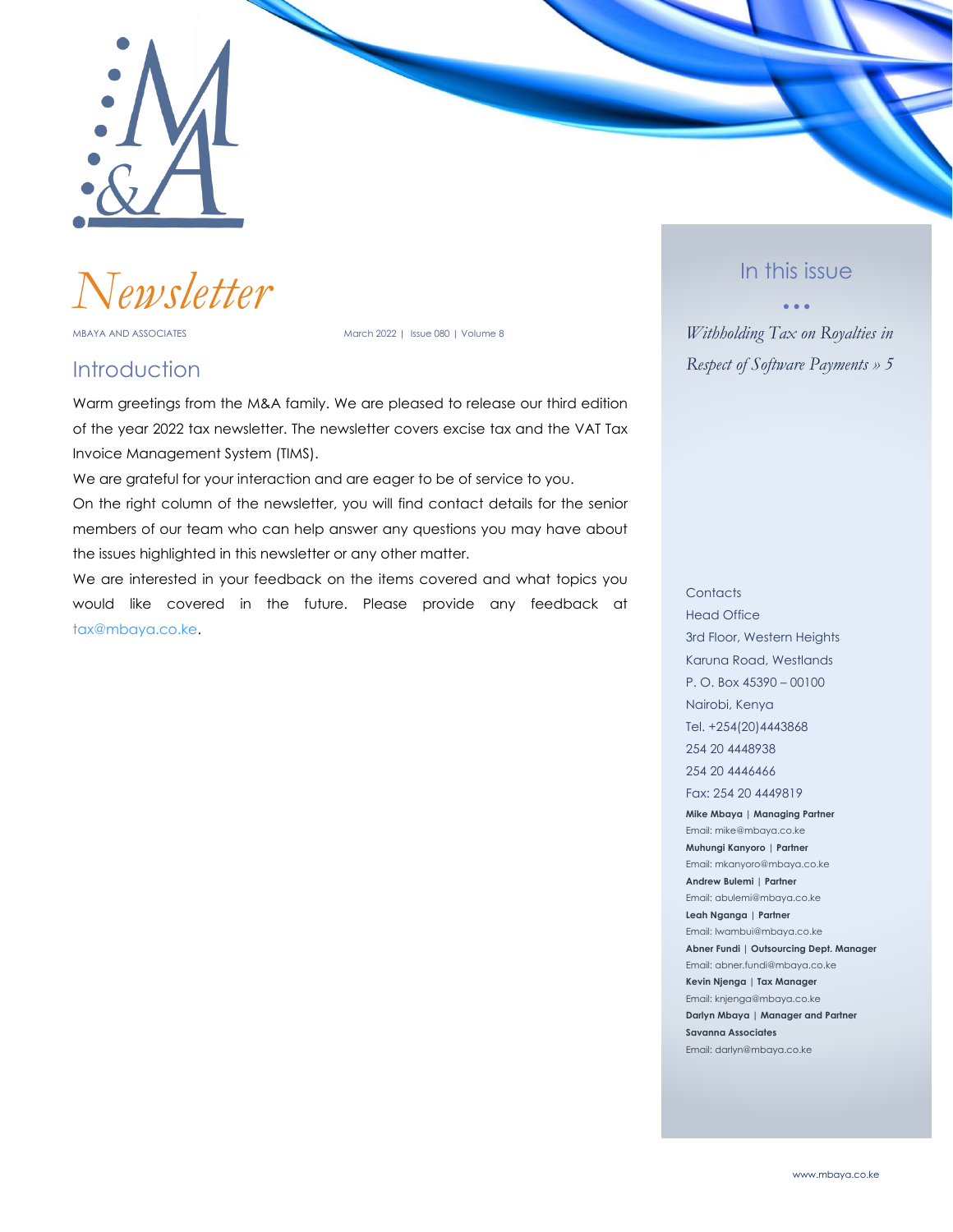# Newsletter

MBAYA AND ASSOCIATES March 2022 | Issue 080 | Volume 8

## Introduction

Warm greetings from the M&A family. We are pleased to release our third edition of the year 2022 tax newsletter. The newsletter covers excise tax and the VAT Tax Invoice Management System (TIMS).

We are grateful for your interaction and are eager to be of service to you.

On the right column of the newsletter, you will find contact details for the senior members of our team who can help answer any questions you may have about the issues highlighted in this newsletter or any other matter.

We are interested in your feedback on the items covered and what topics you would like covered in the future. Please provide any feedback at tax@mbaya.co.ke.

## In this issue

*Withholding Tax on Royalties in Respect of Software Payments » 5*

Contacts

Head Office
3rd Floor, Western Heights
Karuna Road, Westlands
P. O. Box 45390 – 00100
Nairobi, Kenya
Tel. +254(20)4443868
254 20 4448938
254 20 4446466
Fax: 254 20 4449819

**Mike Mbaya | Managing Partner**
Email: mike@mbaya.co.ke

**Muhungi Kanyoro | Partner**
Email: mkanyoro@mbaya.co.ke

**Andrew Bulemi | Partner**
Email: abulemi@mbaya.co.ke

**Leah Nganga | Partner**
Email: lwambui@mbaya.co.ke

**Abner Fundi | Outsourcing Dept. Manager**
Email: abner.fundi@mbaya.co.ke

**Kevin Njenga | Tax Manager**
Email: knjenga@mbaya.co.ke

**Darlyn Mbaya | Manager and Partner**
**Savanna Associates**
Email: darlyn@mbaya.co.ke

www.mbaya.co.ke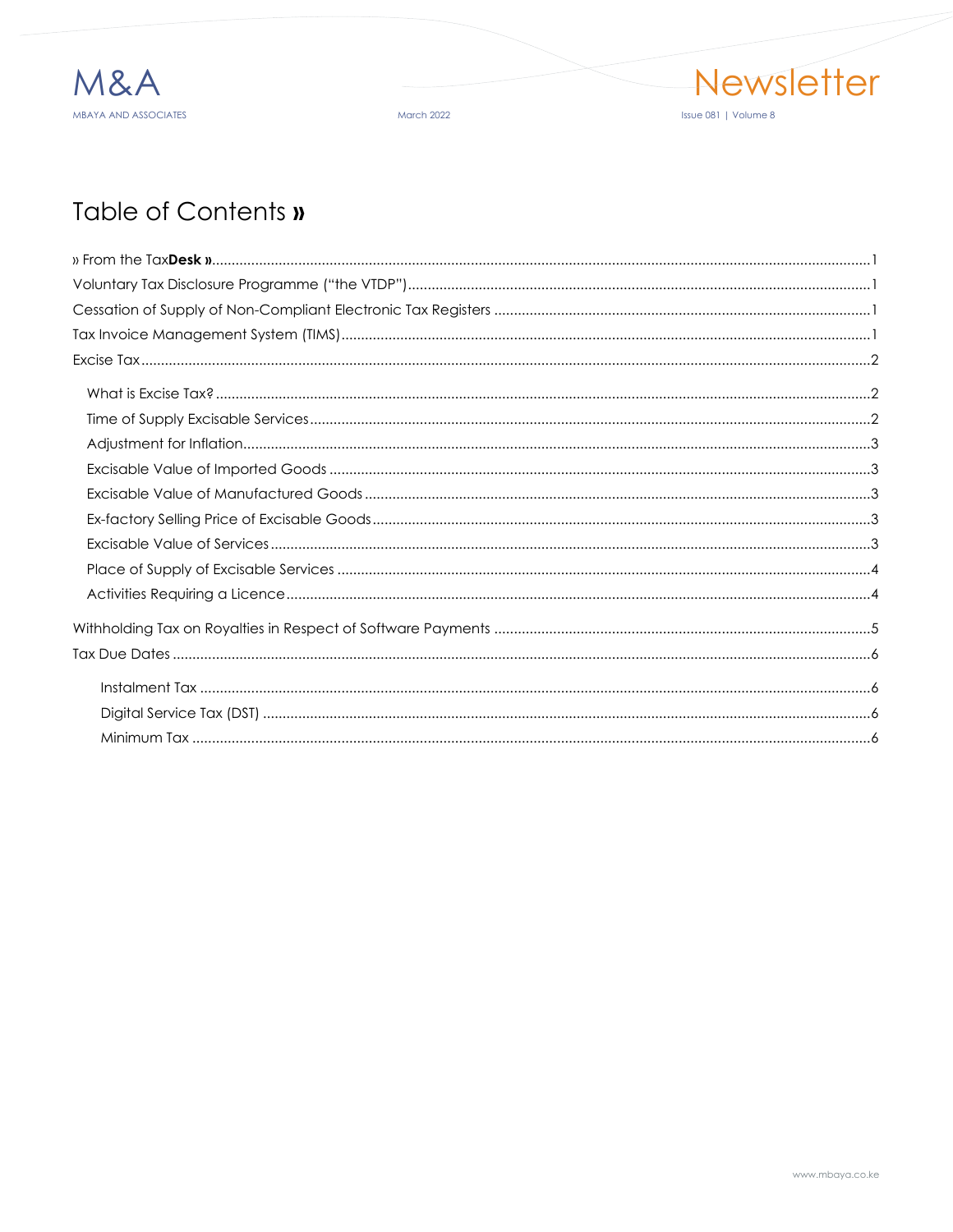# Table of Contents »

» From the Tax**Desk** » ........ 1
Voluntary Tax Disclosure Programme ("the VTDP") ........ 1
Cessation of Supply of Non-Compliant Electronic Tax Registers ........ 1
Tax Invoice Management System (TIMS) ........ 1
Excise Tax ........ 2

- What is Excise Tax? ........ 2
- Time of Supply Excisable Services ........ 2
- Adjustment for Inflation ........ 3
- Excisable Value of Imported Goods ........ 3
- Excisable Value of Manufactured Goods ........ 3
- Ex-factory Selling Price of Excisable Goods ........ 3
- Excisable Value of Services ........ 3
- Place of Supply of Excisable Services ........ 4
- Activities Requiring a Licence ........ 4

Withholding Tax on Royalties in Respect of Software Payments ........ 5
Tax Due Dates ........ 6

- Instalment Tax ........ 6
- Digital Service Tax (DST) ........ 6
- Minimum Tax ........ 6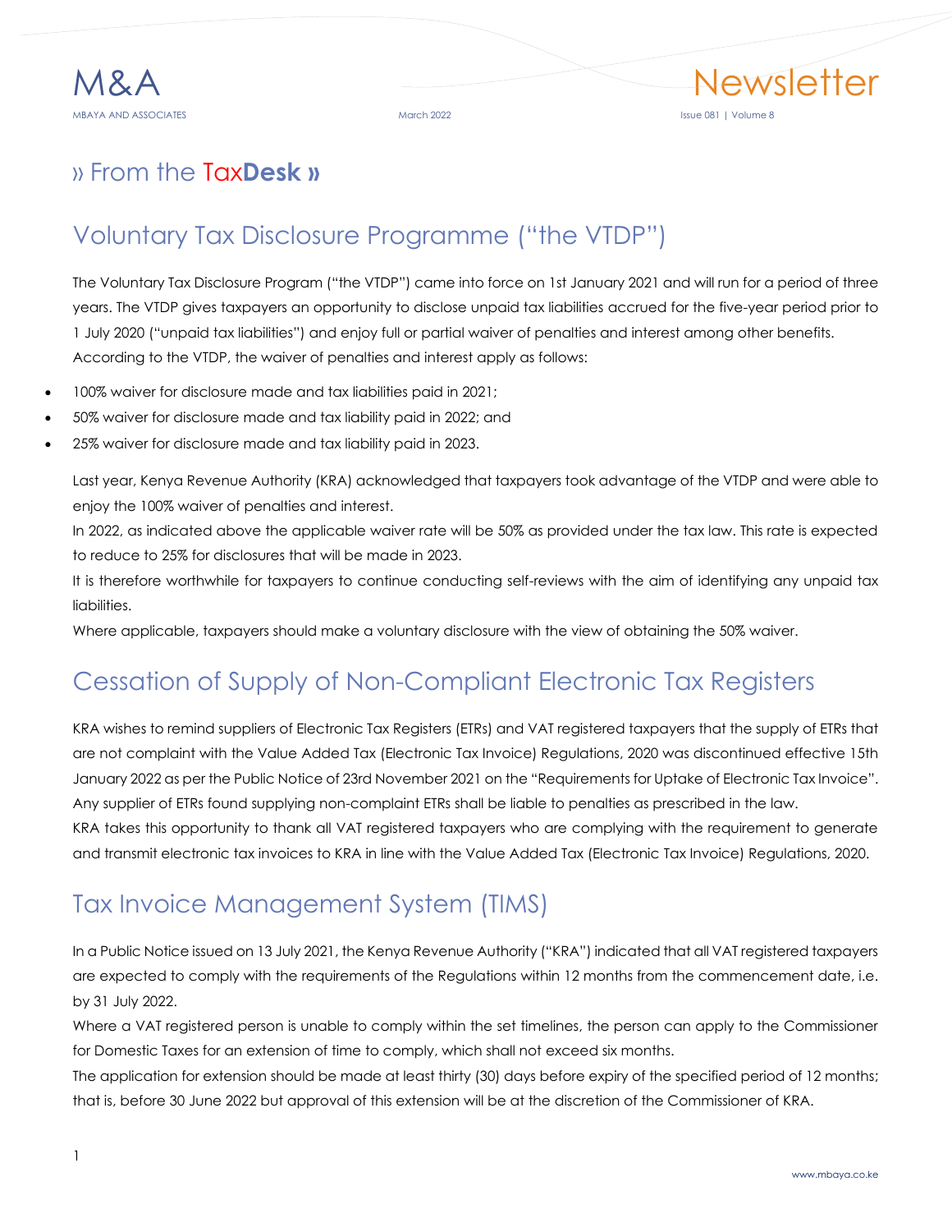## » From the TaxDesk »

## Voluntary Tax Disclosure Programme ("the VTDP")

The Voluntary Tax Disclosure Program ("the VTDP") came into force on 1st January 2021 and will run for a period of three years. The VTDP gives taxpayers an opportunity to disclose unpaid tax liabilities accrued for the five-year period prior to 1 July 2020 ("unpaid tax liabilities") and enjoy full or partial waiver of penalties and interest among other benefits. According to the VTDP, the waiver of penalties and interest apply as follows:

- 100% waiver for disclosure made and tax liabilities paid in 2021;
- 50% waiver for disclosure made and tax liability paid in 2022; and
- 25% waiver for disclosure made and tax liability paid in 2023.

Last year, Kenya Revenue Authority (KRA) acknowledged that taxpayers took advantage of the VTDP and were able to enjoy the 100% waiver of penalties and interest.

In 2022, as indicated above the applicable waiver rate will be 50% as provided under the tax law. This rate is expected to reduce to 25% for disclosures that will be made in 2023.

It is therefore worthwhile for taxpayers to continue conducting self-reviews with the aim of identifying any unpaid tax liabilities.

Where applicable, taxpayers should make a voluntary disclosure with the view of obtaining the 50% waiver.

## Cessation of Supply of Non-Compliant Electronic Tax Registers

KRA wishes to remind suppliers of Electronic Tax Registers (ETRs) and VAT registered taxpayers that the supply of ETRs that are not complaint with the Value Added Tax (Electronic Tax Invoice) Regulations, 2020 was discontinued effective 15th January 2022 as per the Public Notice of 23rd November 2021 on the "Requirements for Uptake of Electronic Tax Invoice". Any supplier of ETRs found supplying non-complaint ETRs shall be liable to penalties as prescribed in the law.

KRA takes this opportunity to thank all VAT registered taxpayers who are complying with the requirement to generate and transmit electronic tax invoices to KRA in line with the Value Added Tax (Electronic Tax Invoice) Regulations, 2020.

## Tax Invoice Management System (TIMS)

In a Public Notice issued on 13 July 2021, the Kenya Revenue Authority ("KRA") indicated that all VAT registered taxpayers are expected to comply with the requirements of the Regulations within 12 months from the commencement date, i.e. by 31 July 2022.

Where a VAT registered person is unable to comply within the set timelines, the person can apply to the Commissioner for Domestic Taxes for an extension of time to comply, which shall not exceed six months.

The application for extension should be made at least thirty (30) days before expiry of the specified period of 12 months; that is, before 30 June 2022 but approval of this extension will be at the discretion of the Commissioner of KRA.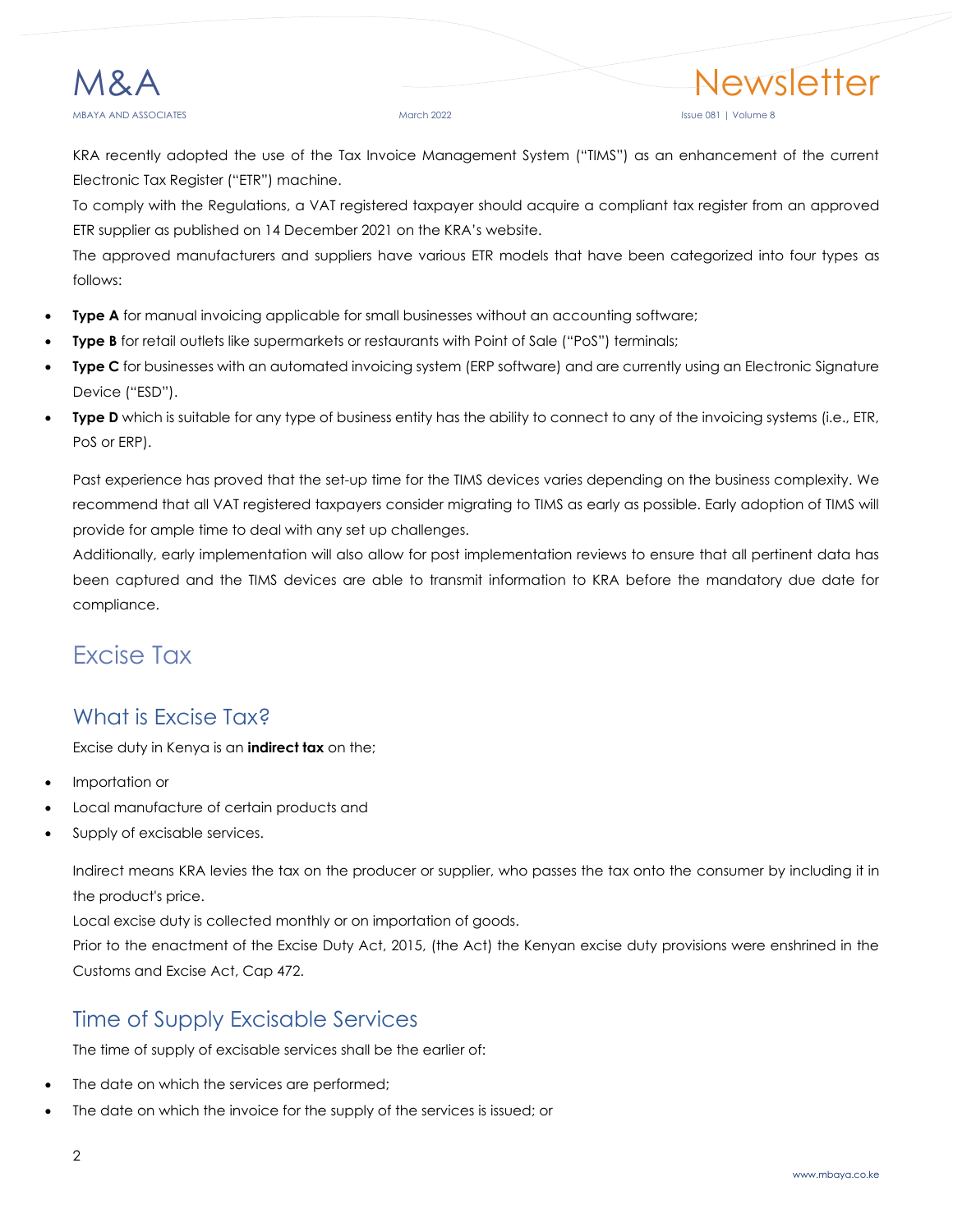KRA recently adopted the use of the Tax Invoice Management System ("TIMS") as an enhancement of the current Electronic Tax Register ("ETR") machine.

To comply with the Regulations, a VAT registered taxpayer should acquire a compliant tax register from an approved ETR supplier as published on 14 December 2021 on the KRA's website.

The approved manufacturers and suppliers have various ETR models that have been categorized into four types as follows:

- **Type A** for manual invoicing applicable for small businesses without an accounting software;
- **Type B** for retail outlets like supermarkets or restaurants with Point of Sale ("PoS") terminals;
- **Type C** for businesses with an automated invoicing system (ERP software) and are currently using an Electronic Signature Device ("ESD").
- **Type D** which is suitable for any type of business entity has the ability to connect to any of the invoicing systems (i.e., ETR, PoS or ERP).

Past experience has proved that the set-up time for the TIMS devices varies depending on the business complexity. We recommend that all VAT registered taxpayers consider migrating to TIMS as early as possible. Early adoption of TIMS will provide for ample time to deal with any set up challenges.

Additionally, early implementation will also allow for post implementation reviews to ensure that all pertinent data has been captured and the TIMS devices are able to transmit information to KRA before the mandatory due date for compliance.

# Excise Tax

## What is Excise Tax?

Excise duty in Kenya is an **indirect tax** on the;

- Importation or
- Local manufacture of certain products and
- Supply of excisable services.

Indirect means KRA levies the tax on the producer or supplier, who passes the tax onto the consumer by including it in the product's price.

Local excise duty is collected monthly or on importation of goods.

Prior to the enactment of the Excise Duty Act, 2015, (the Act) the Kenyan excise duty provisions were enshrined in the Customs and Excise Act, Cap 472.

## Time of Supply Excisable Services

The time of supply of excisable services shall be the earlier of:

- The date on which the services are performed;
- The date on which the invoice for the supply of the services is issued; or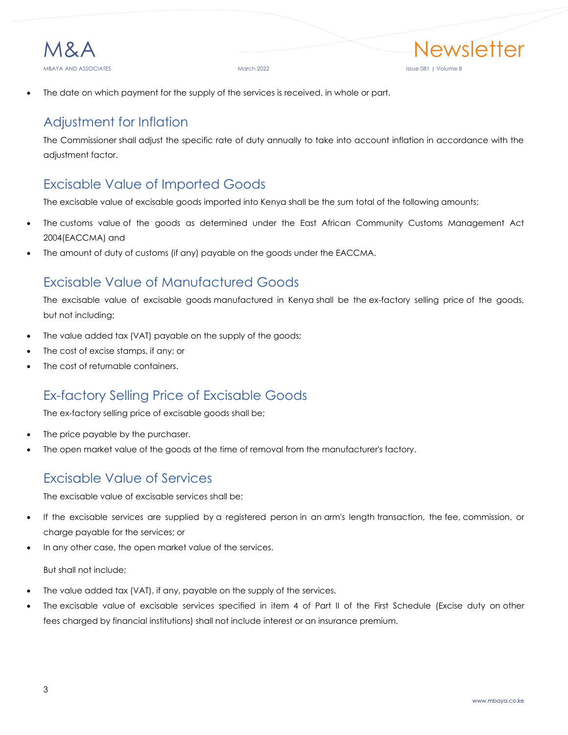- The date on which payment for the supply of the services is received, in whole or part.

## Adjustment for Inflation

The Commissioner shall adjust the specific rate of duty annually to take into account inflation in accordance with the adjustment factor.

## Excisable Value of Imported Goods

The excisable value of excisable goods imported into Kenya shall be the sum total of the following amounts;

- The customs value of the goods as determined under the East African Community Customs Management Act 2004(EACCMA) and
- The amount of duty of customs (if any) payable on the goods under the EACCMA.

## Excisable Value of Manufactured Goods

The excisable value of excisable goods manufactured in Kenya shall be the ex-factory selling price of the goods, but not including;

- The value added tax (VAT) payable on the supply of the goods;
- The cost of excise stamps, if any; or
- The cost of returnable containers.

## Ex-factory Selling Price of Excisable Goods

The ex-factory selling price of excisable goods shall be;

- The price payable by the purchaser.
- The open market value of the goods at the time of removal from the manufacturer's factory.

## Excisable Value of Services

The excisable value of excisable services shall be;

- If the excisable services are supplied by a registered person in an arm's length transaction, the fee, commission, or charge payable for the services; or
- In any other case, the open market value of the services.

But shall not include;

- The value added tax (VAT), if any, payable on the supply of the services.
- The excisable value of excisable services specified in item 4 of Part II of the First Schedule (Excise duty on other fees charged by financial institutions) shall not include interest or an insurance premium.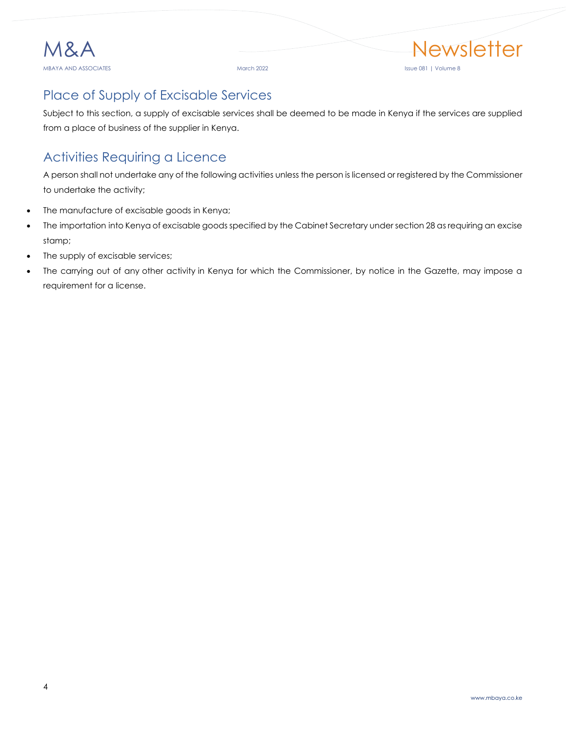## Place of Supply of Excisable Services

Subject to this section, a supply of excisable services shall be deemed to be made in Kenya if the services are supplied from a place of business of the supplier in Kenya.

## Activities Requiring a Licence

A person shall not undertake any of the following activities unless the person is licensed or registered by the Commissioner to undertake the activity;

- The manufacture of excisable goods in Kenya;
- The importation into Kenya of excisable goods specified by the Cabinet Secretary under section 28 as requiring an excise stamp;
- The supply of excisable services;
- The carrying out of any other activity in Kenya for which the Commissioner, by notice in the Gazette, may impose a requirement for a license.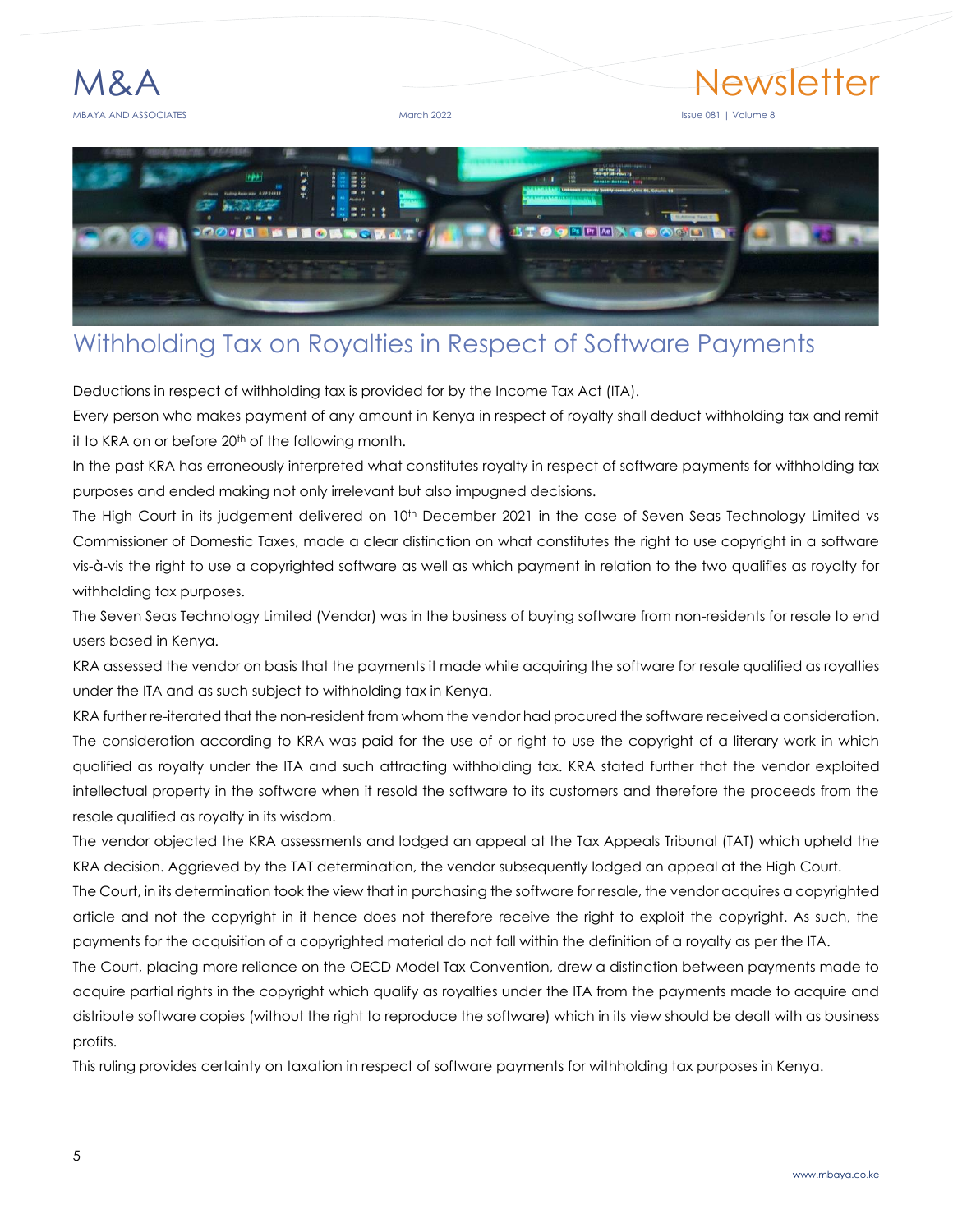# Withholding Tax on Royalties in Respect of Software Payments

Deductions in respect of withholding tax is provided for by the Income Tax Act (ITA).

Every person who makes payment of any amount in Kenya in respect of royalty shall deduct withholding tax and remit it to KRA on or before 20th of the following month.

In the past KRA has erroneously interpreted what constitutes royalty in respect of software payments for withholding tax purposes and ended making not only irrelevant but also impugned decisions.

The High Court in its judgement delivered on 10th December 2021 in the case of Seven Seas Technology Limited vs Commissioner of Domestic Taxes, made a clear distinction on what constitutes the right to use copyright in a software vis-à-vis the right to use a copyrighted software as well as which payment in relation to the two qualifies as royalty for withholding tax purposes.

The Seven Seas Technology Limited (Vendor) was in the business of buying software from non-residents for resale to end users based in Kenya.

KRA assessed the vendor on basis that the payments it made while acquiring the software for resale qualified as royalties under the ITA and as such subject to withholding tax in Kenya.

KRA further re-iterated that the non-resident from whom the vendor had procured the software received a consideration. The consideration according to KRA was paid for the use of or right to use the copyright of a literary work in which qualified as royalty under the ITA and such attracting withholding tax. KRA stated further that the vendor exploited intellectual property in the software when it resold the software to its customers and therefore the proceeds from the resale qualified as royalty in its wisdom.

The vendor objected the KRA assessments and lodged an appeal at the Tax Appeals Tribunal (TAT) which upheld the KRA decision. Aggrieved by the TAT determination, the vendor subsequently lodged an appeal at the High Court.

The Court, in its determination took the view that in purchasing the software for resale, the vendor acquires a copyrighted article and not the copyright in it hence does not therefore receive the right to exploit the copyright. As such, the payments for the acquisition of a copyrighted material do not fall within the definition of a royalty as per the ITA.

The Court, placing more reliance on the OECD Model Tax Convention, drew a distinction between payments made to acquire partial rights in the copyright which qualify as royalties under the ITA from the payments made to acquire and distribute software copies (without the right to reproduce the software) which in its view should be dealt with as business profits.

This ruling provides certainty on taxation in respect of software payments for withholding tax purposes in Kenya.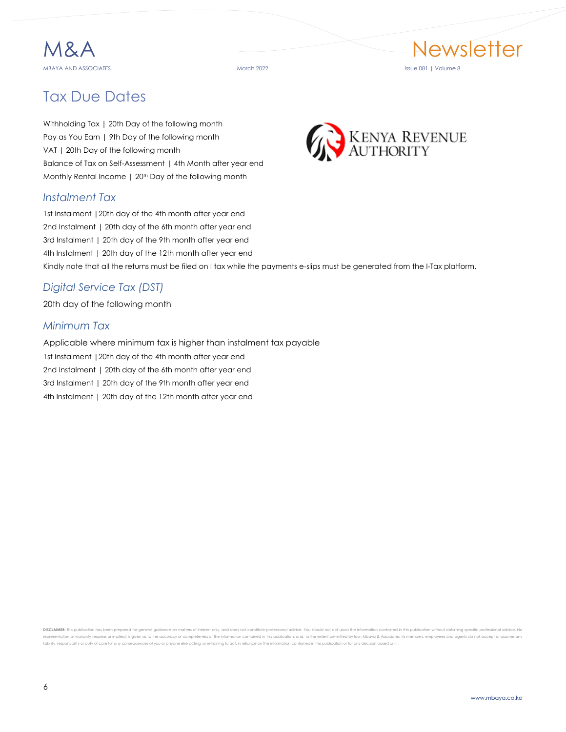# Tax Due Dates

Withholding Tax | 20th Day of the following month
Pay as You Earn | 9th Day of the following month
VAT | 20th Day of the following month
Balance of Tax on Self-Assessment | 4th Month after year end
Monthly Rental Income | 20th Day of the following month

## *Instalment Tax*

1st Instalment | 20th day of the 4th month after year end
2nd Instalment | 20th day of the 6th month after year end
3rd Instalment | 20th day of the 9th month after year end
4th Instalment | 20th day of the 12th month after year end
Kindly note that all the returns must be filed on I tax while the payments e-slips must be generated from the I-Tax platform.

## *Digital Service Tax (DST)*

20th day of the following month

## *Minimum Tax*

Applicable where minimum tax is higher than instalment tax payable
1st Instalment | 20th day of the 4th month after year end
2nd Instalment | 20th day of the 6th month after year end
3rd Instalment | 20th day of the 9th month after year end
4th Instalment | 20th day of the 12th month after year end

**DISCLAIMER:** This publication has been prepared for general guidance on matters of interest only, and does not constitute professional advice. You should not act upon the information contained in this publication without obtaining specific professional advice. No representation or warranty (express or implied) is given as to the accuracy or completeness of the information contained in this publication, and, to the extent permitted by law, Mbaya & Associates, its members, employees and agents do not accept or assume any liability, responsibility or duty of care for any consequences of you or anyone else acting, or refraining to act, in reliance on the information contained in this publication or for any decision based on it.